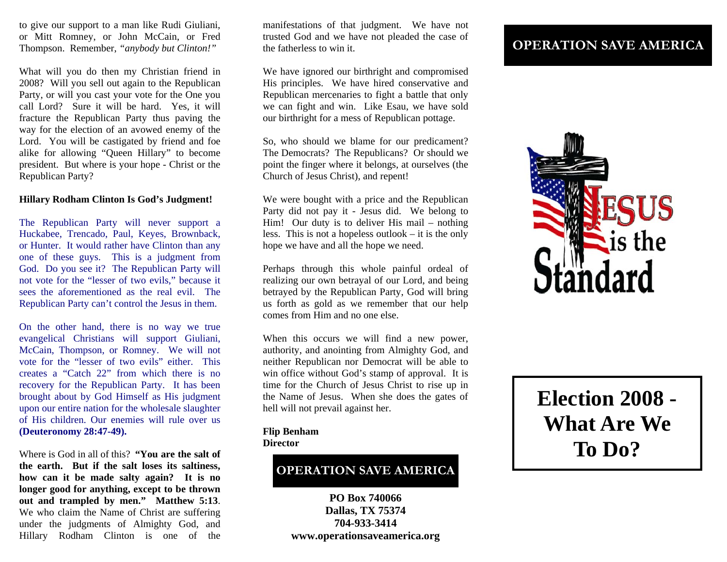to give our support to a man like Rudi Giuliani, or Mitt Romney, or John McCain, or Fred Thompson. Remember, *"anybody but Clinton!"*

What will you do then my Christian friend in 2008? Will you sell out again to the Republican Party, or will you cast your vote for the One you call Lord? Sure it will be hard. Yes, it will fracture the Republican Party thus paving the way for the election of an avowed enemy of the Lord. You will be castigated by friend and foe alike for allowing "Queen Hillary" to become president. But where is your hope - Christ or the Republican Party?

**Hillary Rodham Clinton Is God's Judgment!**

The Republican Party will never support a Huckabee, Trencado, Paul, Keyes, Brownback, or Hunter. It would rather have Clinton than any one of these guys. This is a judgment from God. Do you see it? The Republican Party will not vote for the "lesser of two evils," because it sees the aforementioned as the real evil. The Republican Party can't control the Jesus in them.

On the other hand, there is no way we true evangelical Christians will support Giuliani, McCain, Thompson, or Romney. We will not vote for the "lesser of two evils" either. This creates a "Catch 22" from which there is no recovery for the Republican Party. It has been brought about by God Himself as His judgment upon our entire nation for the wholesale slaughter of His children. Our enemies will rule over us **(Deuteronomy 28:47-49).**

Where is God in all of this? **"You are the salt of the earth. But if the salt loses its saltiness, how can it be made salty again? It is no longer good for anything, except to be thrown out and trampled by men." Matthew 5:13**. We who claim the Name of Christ are suffering under the judgments of Almighty God, and Hillary Rodham Clinton is one of the manifestations of that judgment. We have not trusted God and we have not pleaded the case of the fatherless to win it.

We have ignored our birthright and compromised His principles. We have hired conservative and Republican mercenaries to fight a battle that only we can fight and win. Like Esau, we have sold our birthright for a mess of Republican pottage.

So, who should we blame for our predicament? The Democrats? The Republicans? Or should we point the finger where it belongs, at ourselves (the Church of Jesus Christ), and repent!

We were bought with a price and the Republican Party did not pay it - Jesus did. We belong to Him! Our duty is to deliver His mail – nothing less. This is not a hopeless outlook – it is the only hope we have and all the hope we need.

Perhaps through this whole painful ordeal of realizing our own betrayal of our Lord, and being betrayed by the Republican Party, God will bring us forth as gold as we remember that our help comes from Him and no one else.

When this occurs we will find a new power, authority, and anointing from Almighty God, and neither Republican nor Democrat will be able to win office without God's stamp of approval. It is time for the Church of Jesus Christ to rise up in the Name of Jesus. When she does the gates of hell will not prevail against her.

**Flip Benham**
**Director**

**OPERATION SAVE AMERICA**

**PO Box 740066**
**Dallas, TX 75374**
**704-933-3414**
**www.operationsaveamerica.org**

**OPERATION SAVE AMERICA**

JESUS is the Standard

# Election 2008 - What Are We To Do?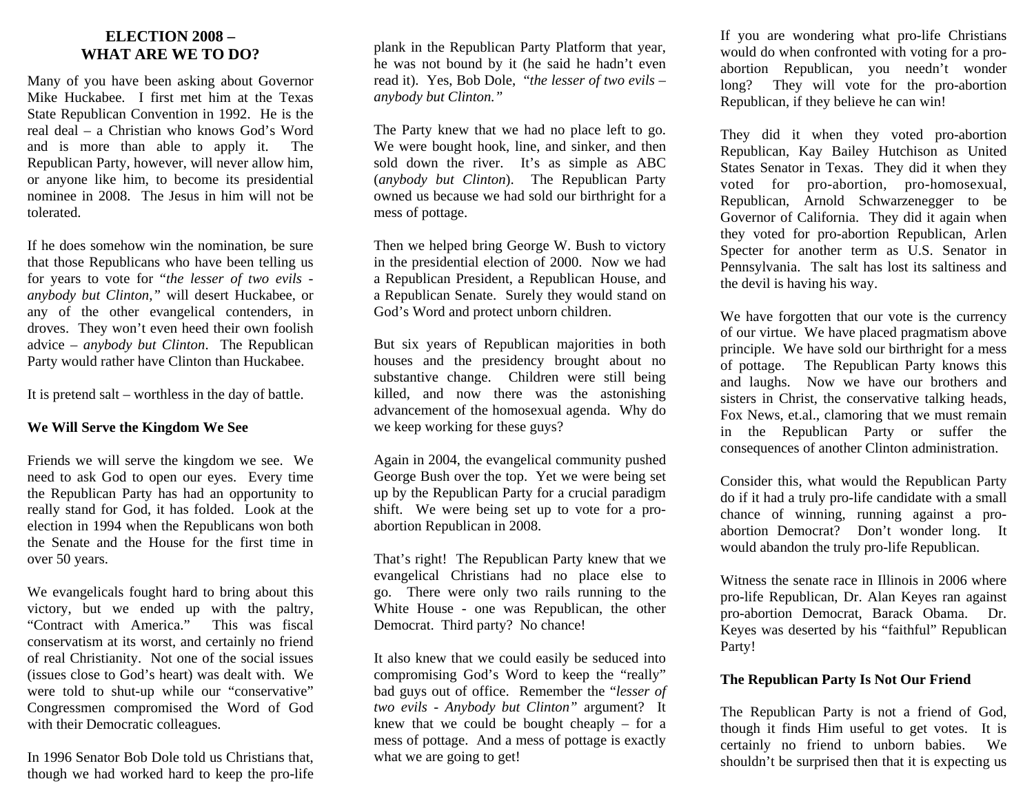## ELECTION 2008 – WHAT ARE WE TO DO?

Many of you have been asking about Governor Mike Huckabee. I first met him at the Texas State Republican Convention in 1992. He is the real deal – a Christian who knows God's Word and is more than able to apply it. The Republican Party, however, will never allow him, or anyone like him, to become its presidential nominee in 2008. The Jesus in him will not be tolerated.

If he does somehow win the nomination, be sure that those Republicans who have been telling us for years to vote for "*the lesser of two evils - anybody but Clinton,"* will desert Huckabee, or any of the other evangelical contenders, in droves. They won't even heed their own foolish advice – *anybody but Clinton*. The Republican Party would rather have Clinton than Huckabee.

It is pretend salt – worthless in the day of battle.

**We Will Serve the Kingdom We See**

Friends we will serve the kingdom we see. We need to ask God to open our eyes. Every time the Republican Party has had an opportunity to really stand for God, it has folded. Look at the election in 1994 when the Republicans won both the Senate and the House for the first time in over 50 years.

We evangelicals fought hard to bring about this victory, but we ended up with the paltry, "Contract with America." This was fiscal conservatism at its worst, and certainly no friend of real Christianity. Not one of the social issues (issues close to God's heart) was dealt with. We were told to shut-up while our "conservative" Congressmen compromised the Word of God with their Democratic colleagues.

In 1996 Senator Bob Dole told us Christians that, though we had worked hard to keep the pro-life plank in the Republican Party Platform that year, he was not bound by it (he said he hadn't even read it). Yes, Bob Dole, *"the lesser of two evils – anybody but Clinton."*

The Party knew that we had no place left to go. We were bought hook, line, and sinker, and then sold down the river. It's as simple as ABC (*anybody but Clinton*). The Republican Party owned us because we had sold our birthright for a mess of pottage.

Then we helped bring George W. Bush to victory in the presidential election of 2000. Now we had a Republican President, a Republican House, and a Republican Senate. Surely they would stand on God's Word and protect unborn children.

But six years of Republican majorities in both houses and the presidency brought about no substantive change. Children were still being killed, and now there was the astonishing advancement of the homosexual agenda. Why do we keep working for these guys?

Again in 2004, the evangelical community pushed George Bush over the top. Yet we were being set up by the Republican Party for a crucial paradigm shift. We were being set up to vote for a pro-abortion Republican in 2008.

That's right! The Republican Party knew that we evangelical Christians had no place else to go. There were only two rails running to the White House - one was Republican, the other Democrat. Third party? No chance!

It also knew that we could easily be seduced into compromising God's Word to keep the "really" bad guys out of office. Remember the "*lesser of two evils - Anybody but Clinton"* argument? It knew that we could be bought cheaply – for a mess of pottage. And a mess of pottage is exactly what we are going to get!

If you are wondering what pro-life Christians would do when confronted with voting for a pro-abortion Republican, you needn't wonder long? They will vote for the pro-abortion Republican, if they believe he can win!

They did it when they voted pro-abortion Republican, Kay Bailey Hutchison as United States Senator in Texas. They did it when they voted for pro-abortion, pro-homosexual, Republican, Arnold Schwarzenegger to be Governor of California. They did it again when they voted for pro-abortion Republican, Arlen Specter for another term as U.S. Senator in Pennsylvania. The salt has lost its saltiness and the devil is having his way.

We have forgotten that our vote is the currency of our virtue. We have placed pragmatism above principle. We have sold our birthright for a mess of pottage. The Republican Party knows this and laughs. Now we have our brothers and sisters in Christ, the conservative talking heads, Fox News, et.al., clamoring that we must remain in the Republican Party or suffer the consequences of another Clinton administration.

Consider this, what would the Republican Party do if it had a truly pro-life candidate with a small chance of winning, running against a pro-abortion Democrat? Don't wonder long. It would abandon the truly pro-life Republican.

Witness the senate race in Illinois in 2006 where pro-life Republican, Dr. Alan Keyes ran against pro-abortion Democrat, Barack Obama. Dr. Keyes was deserted by his "faithful" Republican Party!

**The Republican Party Is Not Our Friend**

The Republican Party is not a friend of God, though it finds Him useful to get votes. It is certainly no friend to unborn babies. We shouldn't be surprised then that it is expecting us